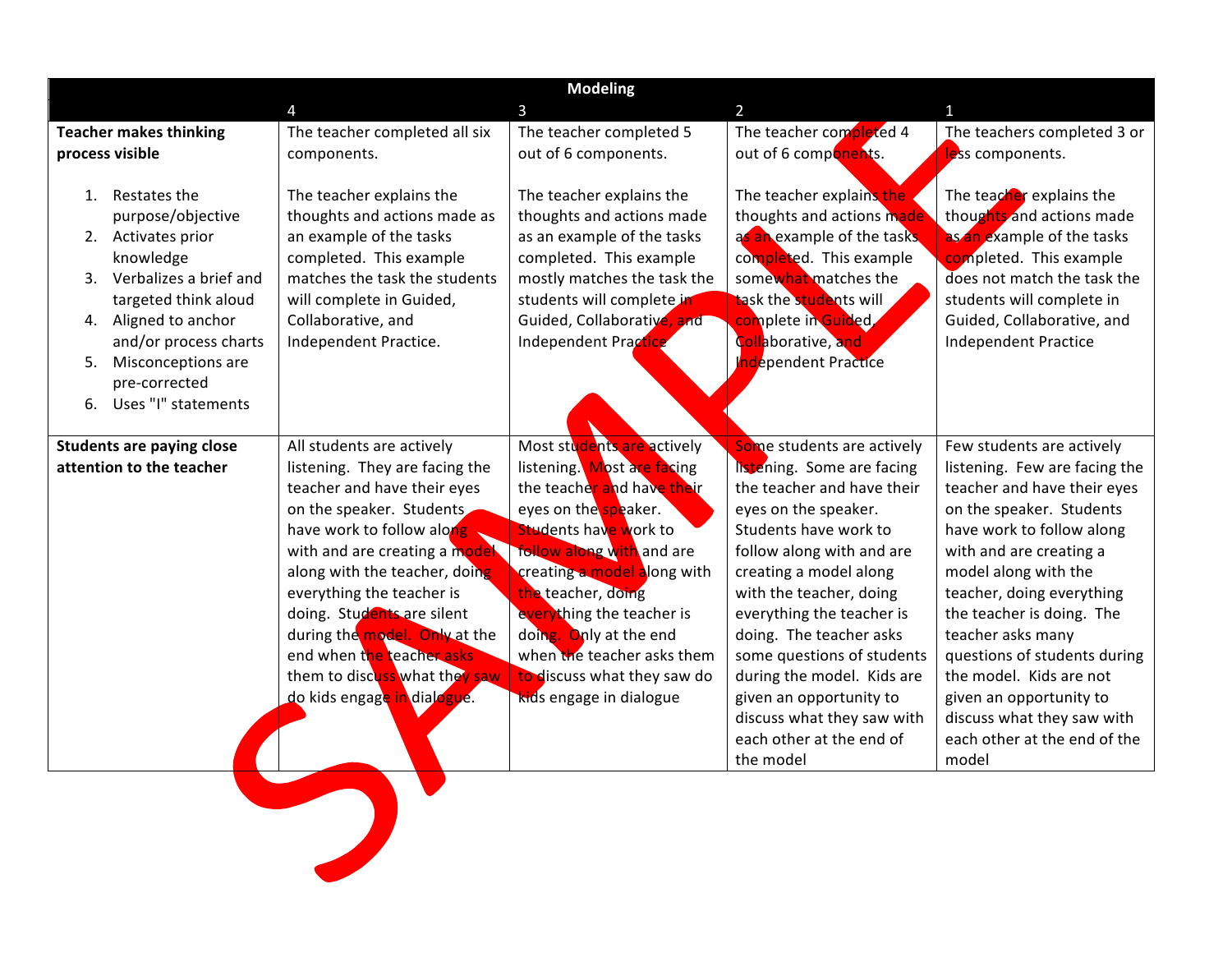| Modeling | | | | |
|---|---|---|---|---|
| | 4 | 3 | 2 | 1 |
| **Teacher makes thinking process visible**<br><br>1. Restates the purpose/objective<br>2. Activates prior knowledge<br>3. Verbalizes a brief and targeted think aloud<br>4. Aligned to anchor and/or process charts<br>5. Misconceptions are pre-corrected<br>6. Uses "I" statements | The teacher completed all six components.<br><br>The teacher explains the thoughts and actions made as an example of the tasks completed. This example matches the task the students will complete in Guided, Collaborative, and Independent Practice. | The teacher completed 5 out of 6 components.<br><br>The teacher explains the thoughts and actions made as an example of the tasks completed. This example mostly matches the task the students will complete in Guided, Collaborative, and Independent Practice | The teacher completed 4 out of 6 components.<br><br>The teacher explains the thoughts and actions made as an example of the tasks completed. This example somewhat matches the task the students will complete in Guided, Collaborative, and Independent Practice | The teachers completed 3 or less components.<br><br>The teacher explains the thoughts and actions made as an example of the tasks completed. This example does not match the task the students will complete in Guided, Collaborative, and Independent Practice |
| **Students are paying close attention to the teacher** | All students are actively listening. They are facing the teacher and have their eyes on the speaker. Students have work to follow along with and are creating a model along with the teacher, doing everything the teacher is doing. Students are silent during the model. Only at the end when the teacher asks them to discuss what they saw do kids engage in dialogue. | Most students are actively listening. Most are facing the teacher and have their eyes on the speaker. Students have work to follow along with and are creating a model along with the teacher, doing everything the teacher is doing. Only at the end when the teacher asks them to discuss what they saw do kids engage in dialogue | Some students are actively listening. Some are facing the teacher and have their eyes on the speaker. Students have work to follow along with and are creating a model along with the teacher, doing everything the teacher is doing. The teacher asks some questions of students during the model. Kids are given an opportunity to discuss what they saw with each other at the end of the model | Few students are actively listening. Few are facing the teacher and have their eyes on the speaker. Students have work to follow along with and are creating a model along with the teacher, doing everything the teacher is doing. The teacher asks many questions of students during the model. Kids are not given an opportunity to discuss what they saw with each other at the end of the model |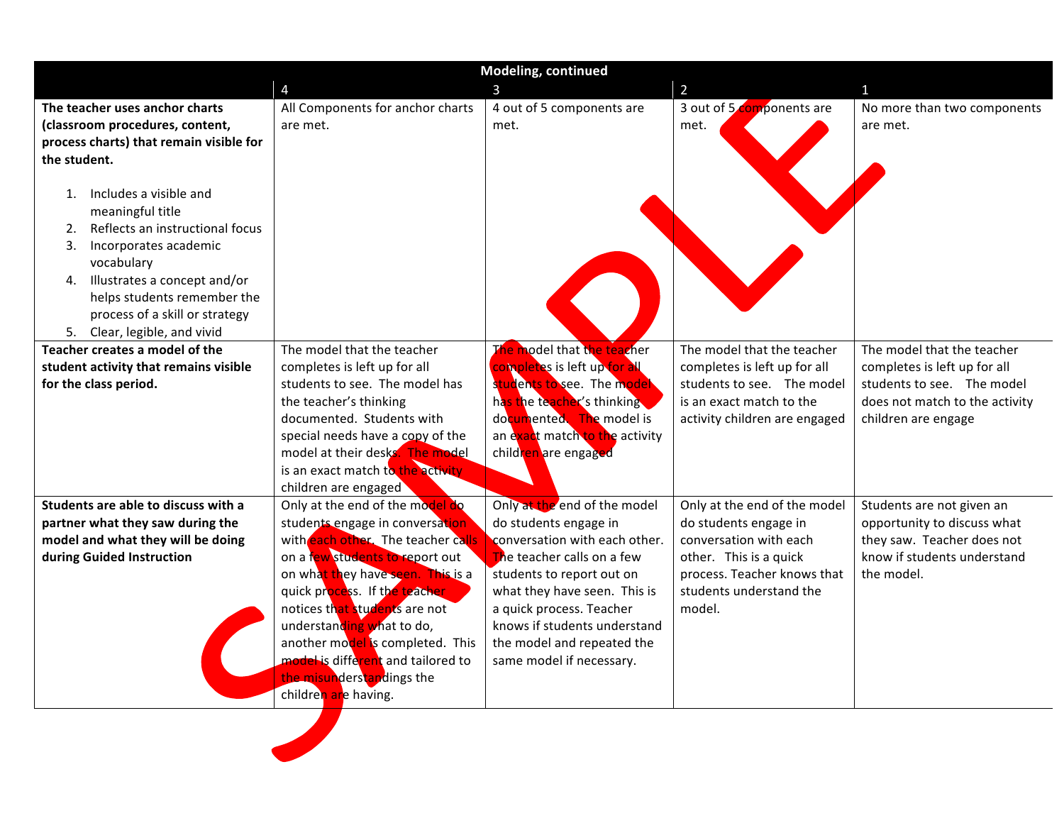| Modeling, continued | | | | |
|---|---|---|---|---|
| | 4 | 3 | 2 | 1 |
| **The teacher uses anchor charts (classroom procedures, content, process charts) that remain visible for the student.**<br><br>1. Includes a visible and meaningful title<br>2. Reflects an instructional focus<br>3. Incorporates academic vocabulary<br>4. Illustrates a concept and/or helps students remember the process of a skill or strategy<br>5. Clear, legible, and vivid | All Components for anchor charts are met. | 4 out of 5 components are met. | 3 out of 5 components are met. | No more than two components are met. |
| **Teacher creates a model of the student activity that remains visible for the class period.** | The model that the teacher completes is left up for all students to see. The model has the teacher's thinking documented. Students with special needs have a copy of the model at their desks. The model is an exact match to the activity children are engaged | The model that the teacher completes is left up for all students to see. The model has the teacher's thinking documented. The model is an exact match to the activity children are engaged | The model that the teacher completes is left up for all students to see. The model is an exact match to the activity children are engaged | The model that the teacher completes is left up for all students to see. The model does not match to the activity children are engage |
| **Students are able to discuss with a partner what they saw during the model and what they will be doing during Guided Instruction** | Only at the end of the model do students engage in conversation with each other. The teacher calls on a few students to report out on what they have seen. This is a quick process. If the teacher notices that students are not understanding what to do, another model is completed. This model is different and tailored to the misunderstandings the children are having. | Only at the end of the model do students engage in conversation with each other. The teacher calls on a few students to report out on what they have seen. This is a quick process. Teacher knows if students understand the model and repeated the same model if necessary. | Only at the end of the model do students engage in conversation with each other. This is a quick process. Teacher knows that students understand the model. | Students are not given an opportunity to discuss what they saw. Teacher does not know if students understand the model. |

SAMPLE